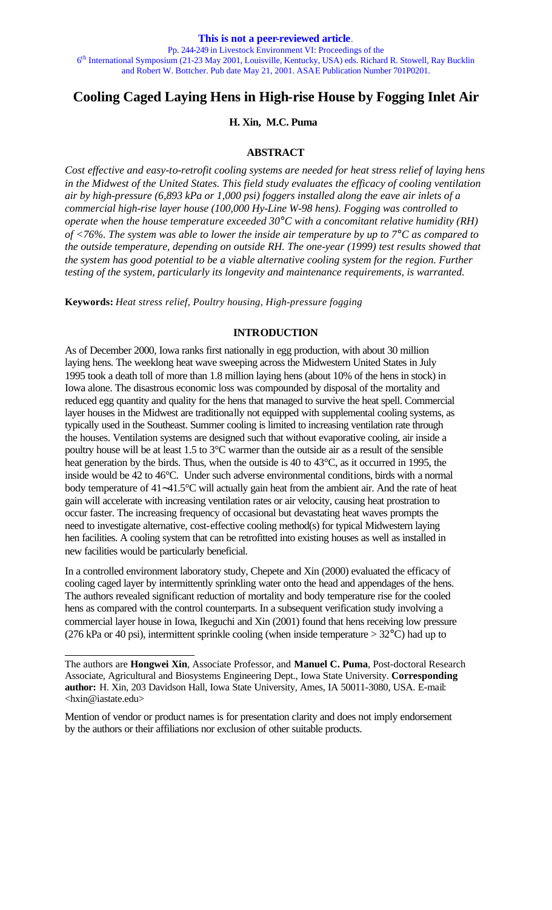**This is not a peer-reviewed article**.

Pp. 244-249 in Livestock Environment VI: Proceedings of the 6th International Symposium (21-23 May 2001, Louisville, Kentucky, USA) eds. Richard R. Stowell, Ray Bucklin and Robert W. Bottcher. Pub date May 21, 2001. ASAE Publication Number 701P0201.

# Cooling Caged Laying Hens in High-rise House by Fogging Inlet Air

**H. Xin, M.C. Puma**

## ABSTRACT

*Cost effective and easy-to-retrofit cooling systems are needed for heat stress relief of laying hens in the Midwest of the United States. This field study evaluates the efficacy of cooling ventilation air by high-pressure (6,893 kPa or 1,000 psi) foggers installed along the eave air inlets of a commercial high-rise layer house (100,000 Hy-Line W-98 hens). Fogging was controlled to operate when the house temperature exceeded 30°C with a concomitant relative humidity (RH) of <76%. The system was able to lower the inside air temperature by up to 7°C as compared to the outside temperature, depending on outside RH. The one-year (1999) test results showed that the system has good potential to be a viable alternative cooling system for the region. Further testing of the system, particularly its longevity and maintenance requirements, is warranted.*

**Keywords:** *Heat stress relief, Poultry housing, High-pressure fogging*

## INTRODUCTION

As of December 2000, Iowa ranks first nationally in egg production, with about 30 million laying hens. The weeklong heat wave sweeping across the Midwestern United States in July 1995 took a death toll of more than 1.8 million laying hens (about 10% of the hens in stock) in Iowa alone. The disastrous economic loss was compounded by disposal of the mortality and reduced egg quantity and quality for the hens that managed to survive the heat spell. Commercial layer houses in the Midwest are traditionally not equipped with supplemental cooling systems, as typically used in the Southeast. Summer cooling is limited to increasing ventilation rate through the houses. Ventilation systems are designed such that without evaporative cooling, air inside a poultry house will be at least 1.5 to 3°C warmer than the outside air as a result of the sensible heat generation by the birds. Thus, when the outside is 40 to 43°C, as it occurred in 1995, the inside would be 42 to 46°C. Under such adverse environmental conditions, birds with a normal body temperature of 41~41.5°C will actually gain heat from the ambient air. And the rate of heat gain will accelerate with increasing ventilation rates or air velocity, causing heat prostration to occur faster. The increasing frequency of occasional but devastating heat waves prompts the need to investigate alternative, cost-effective cooling method(s) for typical Midwestern laying hen facilities. A cooling system that can be retrofitted into existing houses as well as installed in new facilities would be particularly beneficial.

In a controlled environment laboratory study, Chepete and Xin (2000) evaluated the efficacy of cooling caged layer by intermittently sprinkling water onto the head and appendages of the hens. The authors revealed significant reduction of mortality and body temperature rise for the cooled hens as compared with the control counterparts. In a subsequent verification study involving a commercial layer house in Iowa, Ikeguchi and Xin (2001) found that hens receiving low pressure (276 kPa or 40 psi), intermittent sprinkle cooling (when inside temperature > 32°C) had up to

---

The authors are **Hongwei Xin**, Associate Professor, and **Manuel C. Puma**, Post-doctoral Research Associate, Agricultural and Biosystems Engineering Dept., Iowa State University. **Corresponding author:** H. Xin, 203 Davidson Hall, Iowa State University, Ames, IA 50011-3080, USA. E-mail: <hxin@iastate.edu>

Mention of vendor or product names is for presentation clarity and does not imply endorsement by the authors or their affiliations nor exclusion of other suitable products.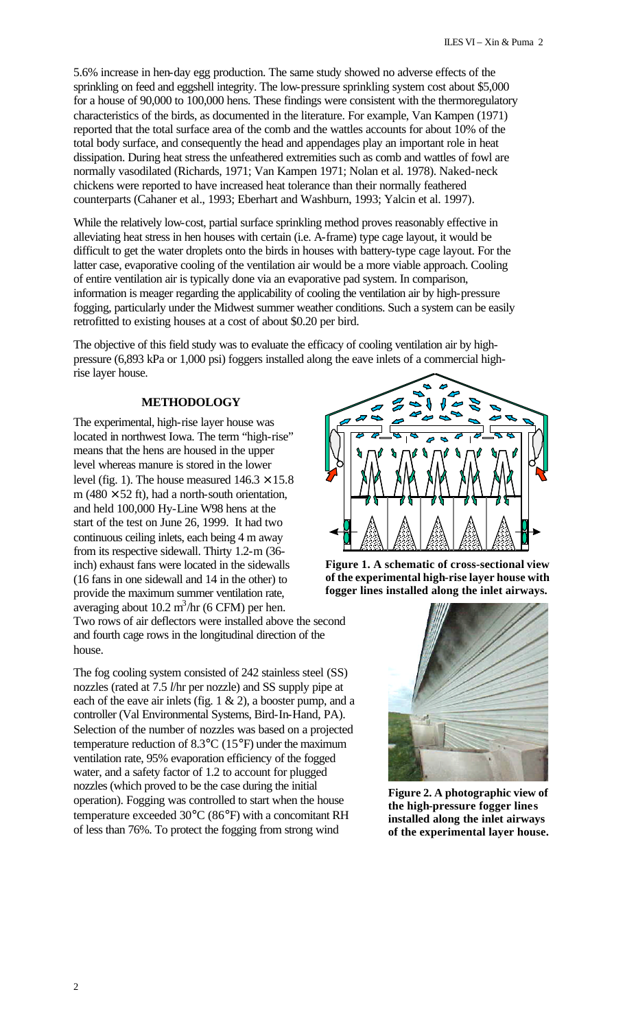5.6% increase in hen-day egg production. The same study showed no adverse effects of the sprinkling on feed and eggshell integrity. The low-pressure sprinkling system cost about $5,000 for a house of 90,000 to 100,000 hens. These findings were consistent with the thermoregulatory characteristics of the birds, as documented in the literature. For example, Van Kampen (1971) reported that the total surface area of the comb and the wattles accounts for about 10% of the total body surface, and consequently the head and appendages play an important role in heat dissipation. During heat stress the unfeathered extremities such as comb and wattles of fowl are normally vasodilated (Richards, 1971; Van Kampen 1971; Nolan et al. 1978). Naked-neck chickens were reported to have increased heat tolerance than their normally feathered counterparts (Cahaner et al., 1993; Eberhart and Washburn, 1993; Yalcin et al. 1997).

While the relatively low-cost, partial surface sprinkling method proves reasonably effective in alleviating heat stress in hen houses with certain (i.e. A-frame) type cage layout, it would be difficult to get the water droplets onto the birds in houses with battery-type cage layout. For the latter case, evaporative cooling of the ventilation air would be a more viable approach. Cooling of entire ventilation air is typically done via an evaporative pad system. In comparison, information is meager regarding the applicability of cooling the ventilation air by high-pressure fogging, particularly under the Midwest summer weather conditions. Such a system can be easily retrofitted to existing houses at a cost of about $0.20 per bird.

The objective of this field study was to evaluate the efficacy of cooling ventilation air by high-pressure (6,893 kPa or 1,000 psi) foggers installed along the eave inlets of a commercial high-rise layer house.

## METHODOLOGY

The experimental, high-rise layer house was located in northwest Iowa. The term "high-rise" means that the hens are housed in the upper level whereas manure is stored in the lower level (fig. 1). The house measured 146.3 × 15.8 m (480 × 52 ft), had a north-south orientation, and held 100,000 Hy-Line W98 hens at the start of the test on June 26, 1999. It had two continuous ceiling inlets, each being 4 m away from its respective sidewall. Thirty 1.2-m (36-inch) exhaust fans were located in the sidewalls (16 fans in one sidewall and 14 in the other) to provide the maximum summer ventilation rate, averaging about 10.2 $m^3$/hr (6 CFM) per hen. Two rows of air deflectors were installed above the second and fourth cage rows in the longitudinal direction of the house.

**Figure 1. A schematic of cross-sectional view of the experimental high-rise layer house with fogger lines installed along the inlet airways.**

The fog cooling system consisted of 242 stainless steel (SS) nozzles (rated at 7.5 *l*/hr per nozzle) and SS supply pipe at each of the eave air inlets (fig. 1 & 2), a booster pump, and a controller (Val Environmental Systems, Bird-In-Hand, PA). Selection of the number of nozzles was based on a projected temperature reduction of 8.3°C (15°F) under the maximum ventilation rate, 95% evaporation efficiency of the fogged water, and a safety factor of 1.2 to account for plugged nozzles (which proved to be the case during the initial operation). Fogging was controlled to start when the house temperature exceeded 30°C (86°F) with a concomitant RH of less than 76%. To protect the fogging from strong wind

**Figure 2. A photographic view of the high-pressure fogger lines installed along the inlet airways of the experimental layer house.**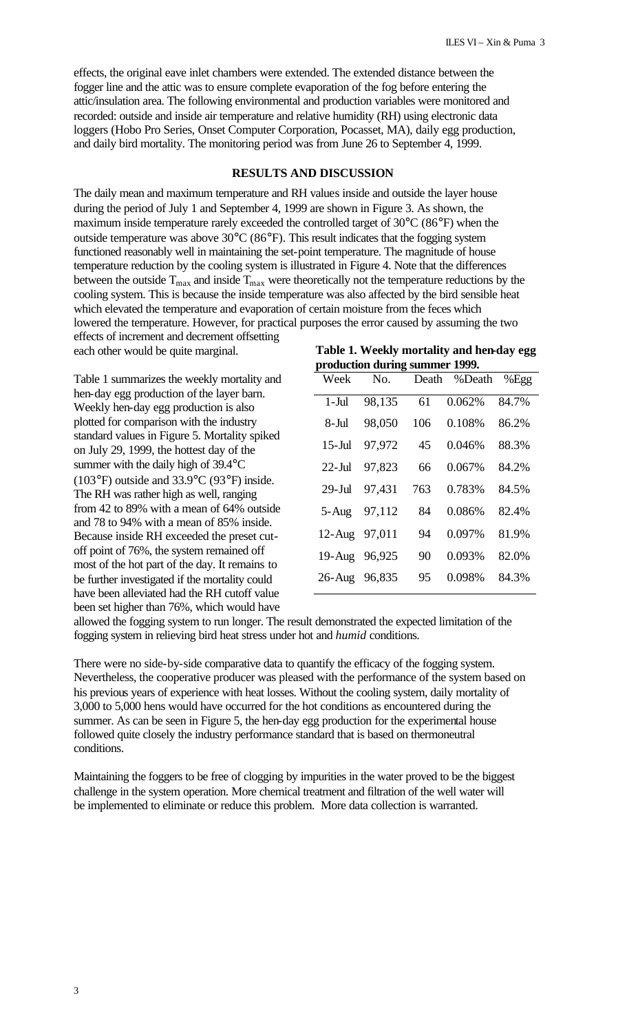effects, the original eave inlet chambers were extended. The extended distance between the fogger line and the attic was to ensure complete evaporation of the fog before entering the attic/insulation area. The following environmental and production variables were monitored and recorded: outside and inside air temperature and relative humidity (RH) using electronic data loggers (Hobo Pro Series, Onset Computer Corporation, Pocasset, MA), daily egg production, and daily bird mortality. The monitoring period was from June 26 to September 4, 1999.

## RESULTS AND DISCUSSION

The daily mean and maximum temperature and RH values inside and outside the layer house during the period of July 1 and September 4, 1999 are shown in Figure 3. As shown, the maximum inside temperature rarely exceeded the controlled target of 30°C (86°F) when the outside temperature was above 30°C (86°F). This result indicates that the fogging system functioned reasonably well in maintaining the set-point temperature. The magnitude of house temperature reduction by the cooling system is illustrated in Figure 4. Note that the differences between the outside $T_{max}$ and inside $T_{max}$ were theoretically not the temperature reductions by the cooling system. This is because the inside temperature was also affected by the bird sensible heat which elevated the temperature and evaporation of certain moisture from the feces which lowered the temperature. However, for practical purposes the error caused by assuming the two effects of increment and decrement offsetting each other would be quite marginal.

Table 1 summarizes the weekly mortality and hen-day egg production of the layer barn. Weekly hen-day egg production is also plotted for comparison with the industry standard values in Figure 5. Mortality spiked on July 29, 1999, the hottest day of the summer with the daily high of 39.4°C (103°F) outside and 33.9°C (93°F) inside. The RH was rather high as well, ranging from 42 to 89% with a mean of 64% outside and 78 to 94% with a mean of 85% inside. Because inside RH exceeded the preset cut-off point of 76%, the system remained off most of the hot part of the day. It remains to be further investigated if the mortality could have been alleviated had the RH cutoff value been set higher than 76%, which would have allowed the fogging system to run longer. The result demonstrated the expected limitation of the fogging system in relieving bird heat stress under hot and *humid* conditions.

**Table 1. Weekly mortality and hen-day egg production during summer 1999.**

| Week | No. | Death | %Death | %Egg |
|---|---|---|---|---|
| 1-Jul | 98,135 | 61 | 0.062% | 84.7% |
| 8-Jul | 98,050 | 106 | 0.108% | 86.2% |
| 15-Jul | 97,972 | 45 | 0.046% | 88.3% |
| 22-Jul | 97,823 | 66 | 0.067% | 84.2% |
| 29-Jul | 97,431 | 763 | 0.783% | 84.5% |
| 5-Aug | 97,112 | 84 | 0.086% | 82.4% |
| 12-Aug | 97,011 | 94 | 0.097% | 81.9% |
| 19-Aug | 96,925 | 90 | 0.093% | 82.0% |
| 26-Aug | 96,835 | 95 | 0.098% | 84.3% |

There were no side-by-side comparative data to quantify the efficacy of the fogging system. Nevertheless, the cooperative producer was pleased with the performance of the system based on his previous years of experience with heat losses. Without the cooling system, daily mortality of 3,000 to 5,000 hens would have occurred for the hot conditions as encountered during the summer. As can be seen in Figure 5, the hen-day egg production for the experimental house followed quite closely the industry performance standard that is based on thermoneutral conditions.

Maintaining the foggers to be free of clogging by impurities in the water proved to be the biggest challenge in the system operation. More chemical treatment and filtration of the well water will be implemented to eliminate or reduce this problem. More data collection is warranted.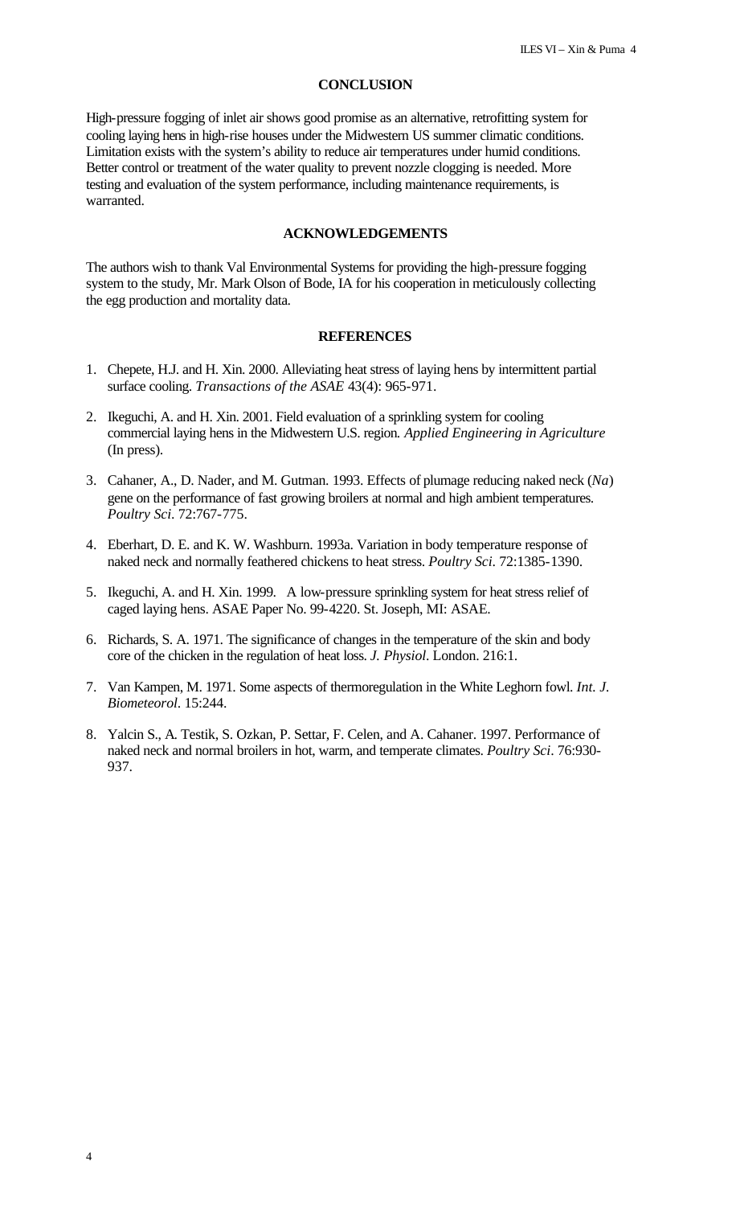## CONCLUSION

High-pressure fogging of inlet air shows good promise as an alternative, retrofitting system for cooling laying hens in high-rise houses under the Midwestern US summer climatic conditions. Limitation exists with the system's ability to reduce air temperatures under humid conditions. Better control or treatment of the water quality to prevent nozzle clogging is needed. More testing and evaluation of the system performance, including maintenance requirements, is warranted.

## ACKNOWLEDGEMENTS

The authors wish to thank Val Environmental Systems for providing the high-pressure fogging system to the study, Mr. Mark Olson of Bode, IA for his cooperation in meticulously collecting the egg production and mortality data.

## REFERENCES

1. Chepete, H.J. and H. Xin. 2000. Alleviating heat stress of laying hens by intermittent partial surface cooling. *Transactions of the ASAE* 43(4): 965-971.
2. Ikeguchi, A. and H. Xin. 2001. Field evaluation of a sprinkling system for cooling commercial laying hens in the Midwestern U.S. region. *Applied Engineering in Agriculture* (In press).
3. Cahaner, A., D. Nader, and M. Gutman. 1993. Effects of plumage reducing naked neck (*Na*) gene on the performance of fast growing broilers at normal and high ambient temperatures. *Poultry Sci*. 72:767-775.
4. Eberhart, D. E. and K. W. Washburn. 1993a. Variation in body temperature response of naked neck and normally feathered chickens to heat stress. *Poultry Sci*. 72:1385-1390.
5. Ikeguchi, A. and H. Xin. 1999. A low-pressure sprinkling system for heat stress relief of caged laying hens. ASAE Paper No. 99-4220. St. Joseph, MI: ASAE.
6. Richards, S. A. 1971. The significance of changes in the temperature of the skin and body core of the chicken in the regulation of heat loss. *J. Physiol*. London. 216:1.
7. Van Kampen, M. 1971. Some aspects of thermoregulation in the White Leghorn fowl. *Int. J. Biometeorol*. 15:244.
8. Yalcin S., A. Testik, S. Ozkan, P. Settar, F. Celen, and A. Cahaner. 1997. Performance of naked neck and normal broilers in hot, warm, and temperate climates. *Poultry Sci*. 76:930-937.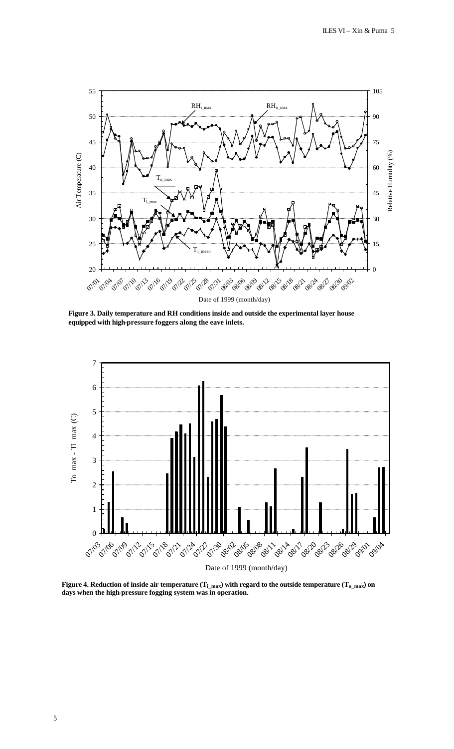**Figure 3. Daily temperature and RH conditions inside and outside the experimental layer house equipped with high-pressure foggers along the eave inlets.**

**Figure 4. Reduction of inside air temperature ($T_{i\_max}$) with regard to the outside temperature ($T_{o\_max}$) on days when the high-pressure fogging system was in operation.**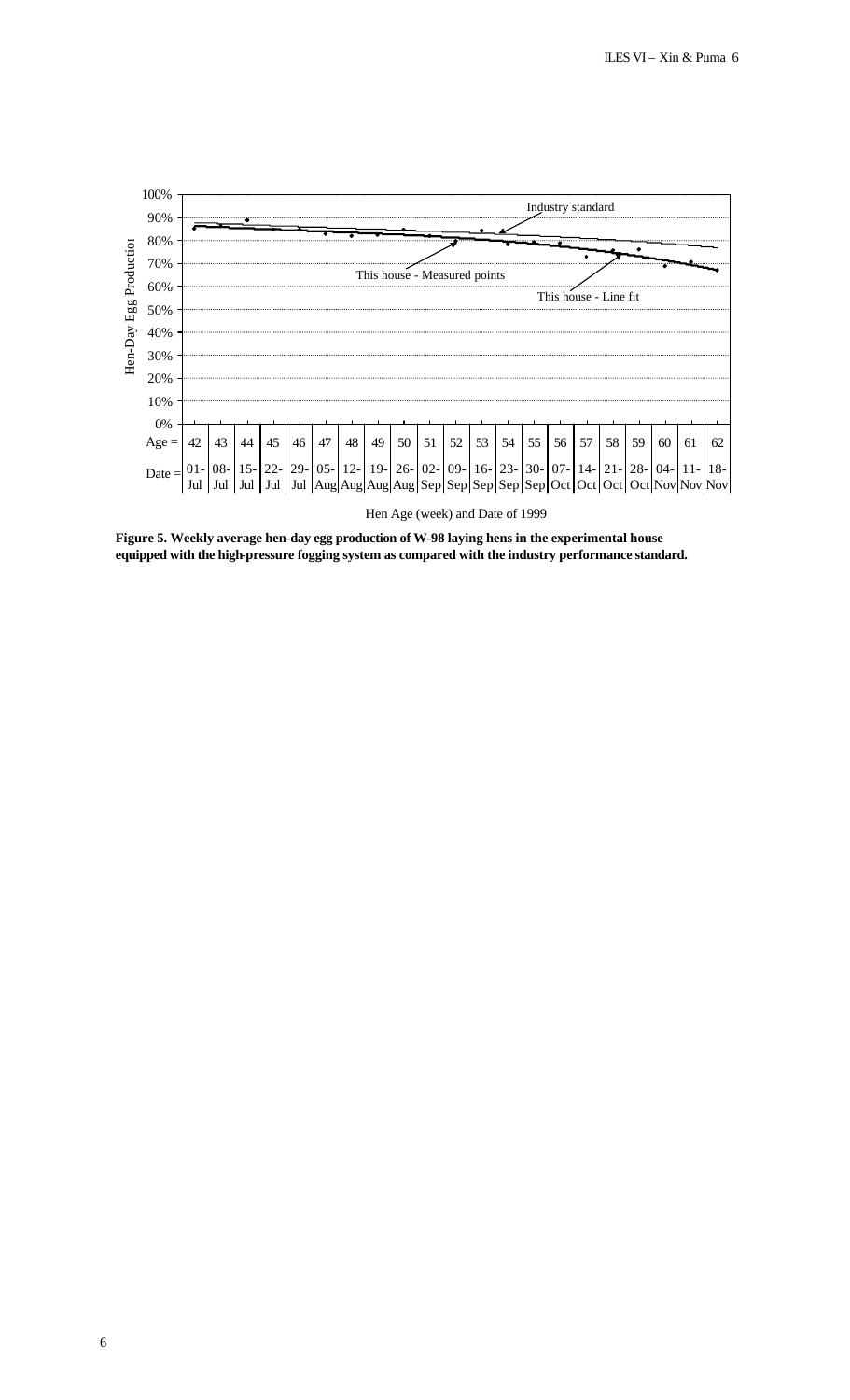100%
90%
80%
70%
60%
50%
40%
30%
20%
10%
0%

Hen-Day Egg Production

Industry standard

This house - Measured points

This house - Line fit

Age = 42 43 44 45 46 47 48 49 50 51 52 53 54 55 56 57 58 59 60 61 62

Date = 01-Jul 08-Jul 15-Jul 22-Jul 29-Jul 05-Aug 12-Aug 19-Aug 26-Aug 02-Sep 09-Sep 16-Sep 23-Sep 30-Sep 07-Oct 14-Oct 21-Oct 28-Oct 04-Nov 11-Nov 18-Nov

Hen Age (week) and Date of 1999

**Figure 5. Weekly average hen-day egg production of W-98 laying hens in the experimental house equipped with the high-pressure fogging system as compared with the industry performance standard.**